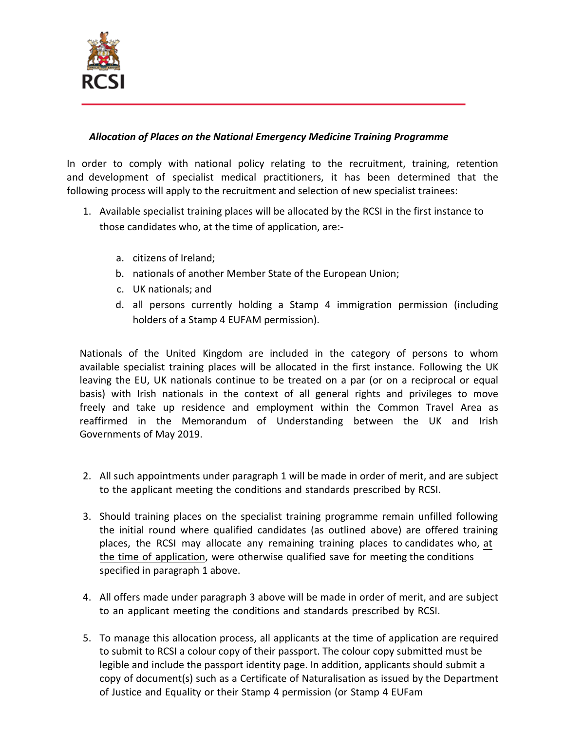RCSI

***Allocation of Places on the National Emergency Medicine Training Programme***

In order to comply with national policy relating to the recruitment, training, retention and development of specialist medical practitioners, it has been determined that the following process will apply to the recruitment and selection of new specialist trainees:

1. Available specialist training places will be allocated by the RCSI in the first instance to those candidates who, at the time of application, are:-

   a. citizens of Ireland;
   b. nationals of another Member State of the European Union;
   c. UK nationals; and
   d. all persons currently holding a Stamp 4 immigration permission (including holders of a Stamp 4 EUFAM permission).

   Nationals of the United Kingdom are included in the category of persons to whom available specialist training places will be allocated in the first instance. Following the UK leaving the EU, UK nationals continue to be treated on a par (or on a reciprocal or equal basis) with Irish nationals in the context of all general rights and privileges to move freely and take up residence and employment within the Common Travel Area as reaffirmed in the Memorandum of Understanding between the UK and Irish Governments of May 2019.

2. All such appointments under paragraph 1 will be made in order of merit, and are subject to the applicant meeting the conditions and standards prescribed by RCSI.

3. Should training places on the specialist training programme remain unfilled following the initial round where qualified candidates (as outlined above) are offered training places, the RCSI may allocate any remaining training places to candidates who, at the time of application, were otherwise qualified save for meeting the conditions specified in paragraph 1 above.

4. All offers made under paragraph 3 above will be made in order of merit, and are subject to an applicant meeting the conditions and standards prescribed by RCSI.

5. To manage this allocation process, all applicants at the time of application are required to submit to RCSI a colour copy of their passport. The colour copy submitted must be legible and include the passport identity page. In addition, applicants should submit a copy of document(s) such as a Certificate of Naturalisation as issued by the Department of Justice and Equality or their Stamp 4 permission (or Stamp 4 EUFam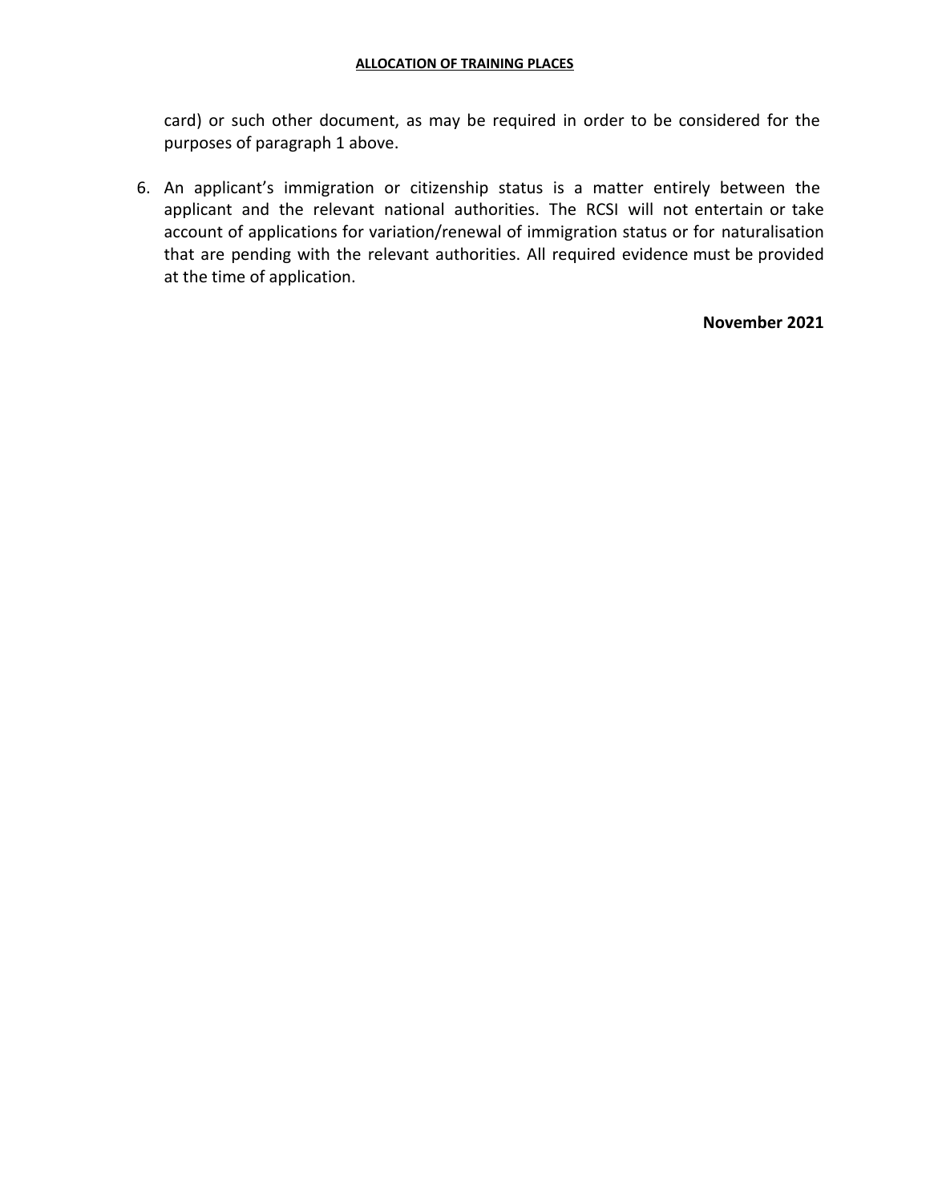card) or such other document, as may be required in order to be considered for the purposes of paragraph 1 above.

6. An applicant's immigration or citizenship status is a matter entirely between the applicant and the relevant national authorities. The RCSI will not entertain or take account of applications for variation/renewal of immigration status or for naturalisation that are pending with the relevant authorities. All required evidence must be provided at the time of application.

**November 2021**